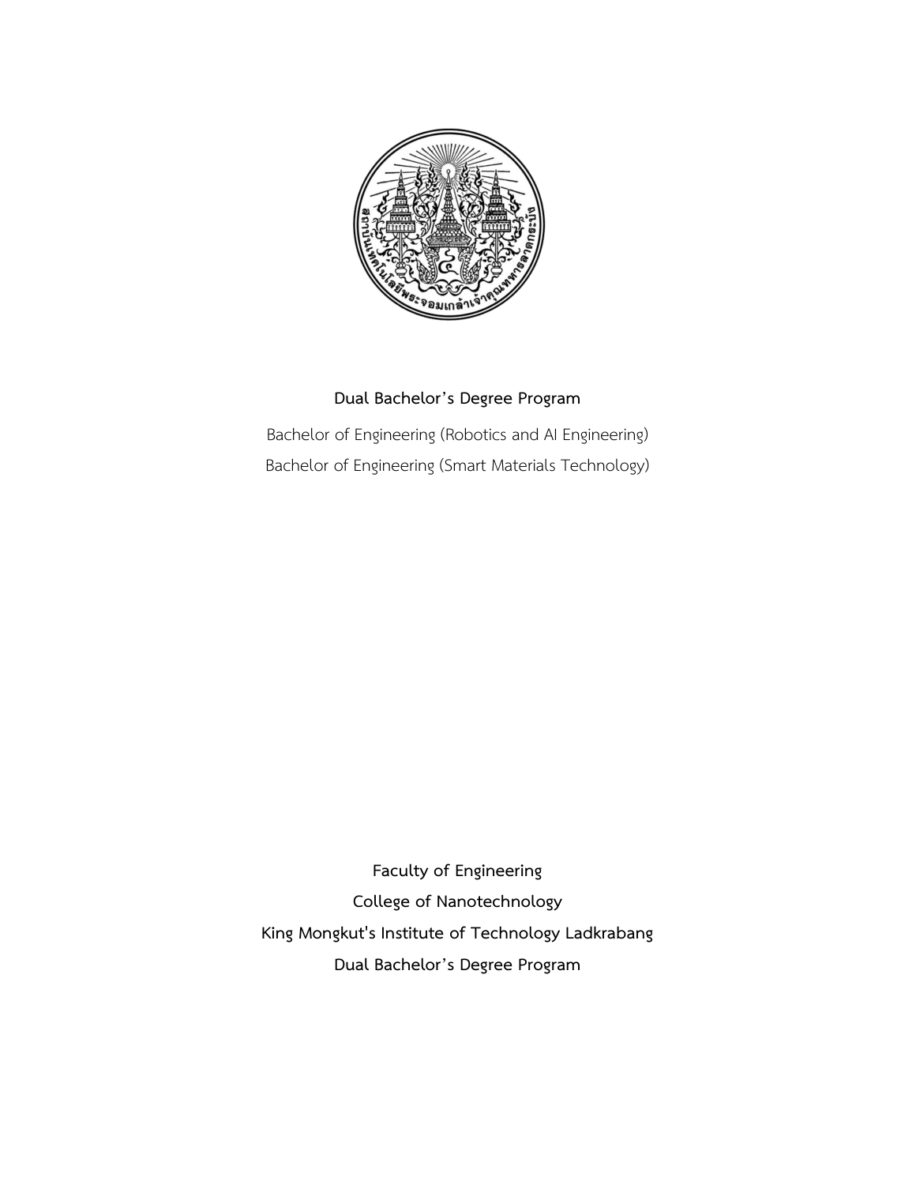**Dual Bachelor's Degree Program**

Bachelor of Engineering (Robotics and AI Engineering)

Bachelor of Engineering (Smart Materials Technology)

**Faculty of Engineering**

**College of Nanotechnology**

**King Mongkut's Institute of Technology Ladkrabang**

**Dual Bachelor's Degree Program**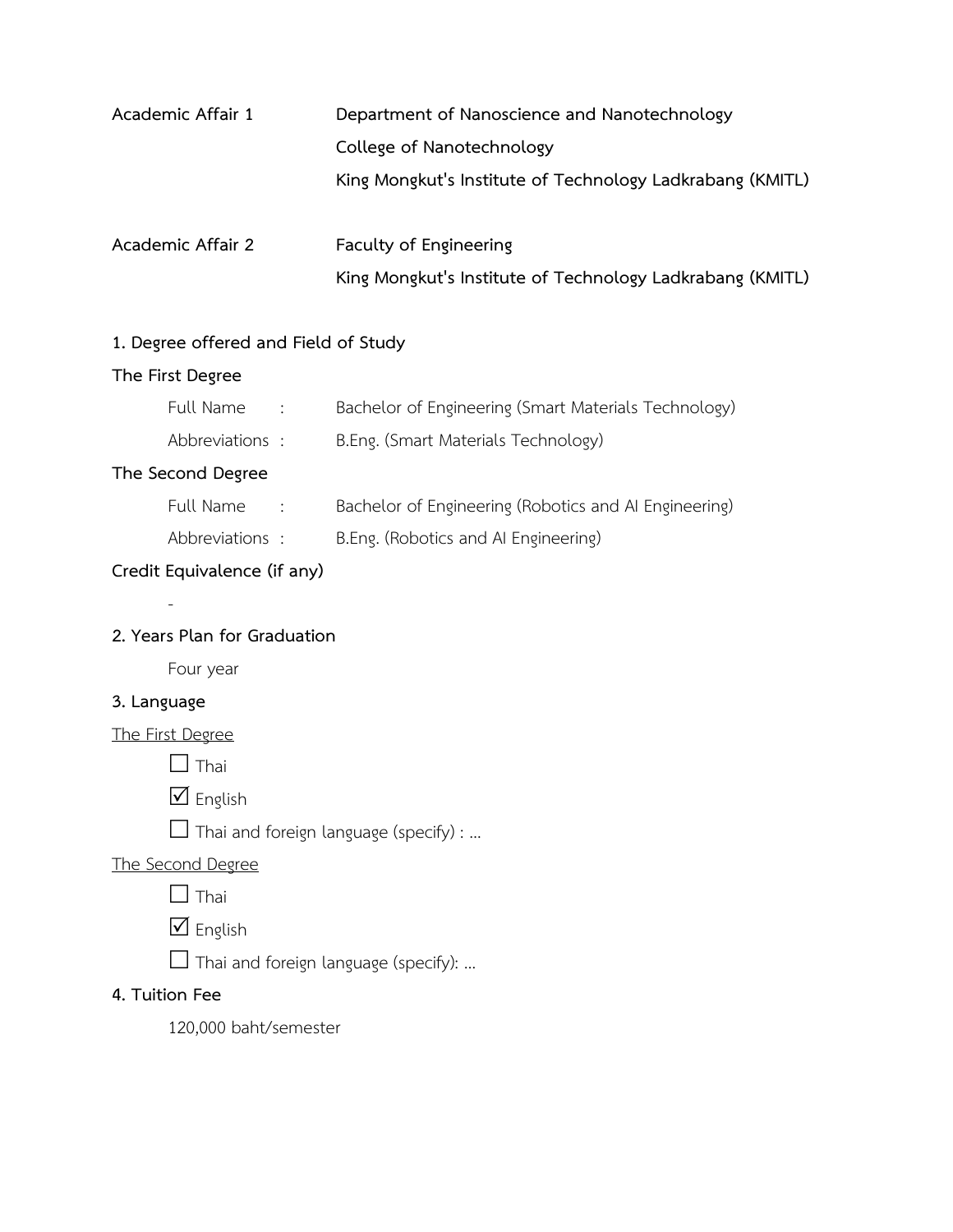**Academic Affair 1** — **Department of Nanoscience and Nanotechnology**
**College of Nanotechnology**
**King Mongkut's Institute of Technology Ladkrabang (KMITL)**

**Academic Affair 2** — **Faculty of Engineering**
**King Mongkut's Institute of Technology Ladkrabang (KMITL)**

### 1. Degree offered and Field of Study

**The First Degree**

Full Name : Bachelor of Engineering (Smart Materials Technology)

Abbreviations : B.Eng. (Smart Materials Technology)

**The Second Degree**

Full Name : Bachelor of Engineering (Robotics and AI Engineering)

Abbreviations : B.Eng. (Robotics and AI Engineering)

**Credit Equivalence (if any)**

-

### 2. Years Plan for Graduation

Four year

### 3. Language

<u>The First Degree</u>

- ☐ Thai
- ☑ English
- ☐ Thai and foreign language (specify) : ...

<u>The Second Degree</u>

- ☐ Thai
- ☑ English
- ☐ Thai and foreign language (specify): ...

### 4. Tuition Fee

120,000 baht/semester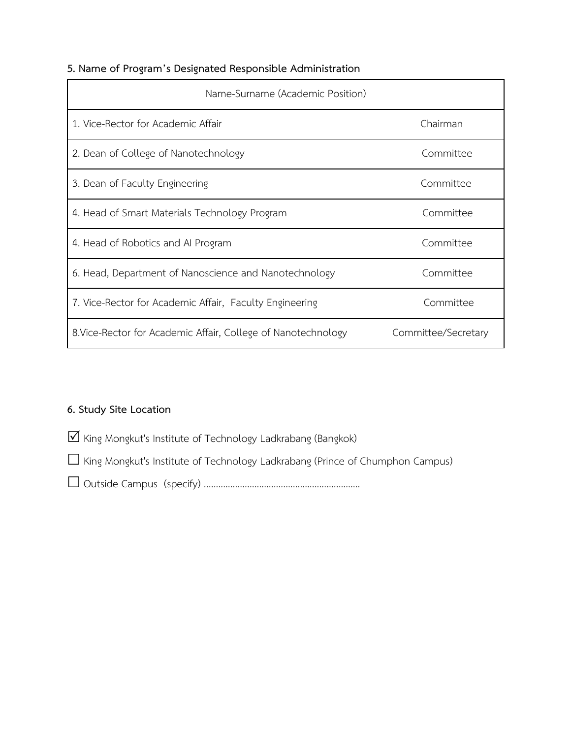**5. Name of Program's Designated Responsible Administration**

| Name-Surname (Academic Position) | |
|---|---|
| 1. Vice-Rector for Academic Affair | Chairman |
| 2. Dean of College of Nanotechnology | Committee |
| 3. Dean of Faculty Engineering | Committee |
| 4. Head of Smart Materials Technology Program | Committee |
| 4. Head of Robotics and AI Program | Committee |
| 6. Head, Department of Nanoscience and Nanotechnology | Committee |
| 7. Vice-Rector for Academic Affair, Faculty Engineering | Committee |
| 8.Vice-Rector for Academic Affair, College of Nanotechnology | Committee/Secretary |

**6. Study Site Location**

☑ King Mongkut's Institute of Technology Ladkrabang (Bangkok)

☐ King Mongkut's Institute of Technology Ladkrabang (Prince of Chumphon Campus)

☐ Outside Campus (specify) ……………………………………………………….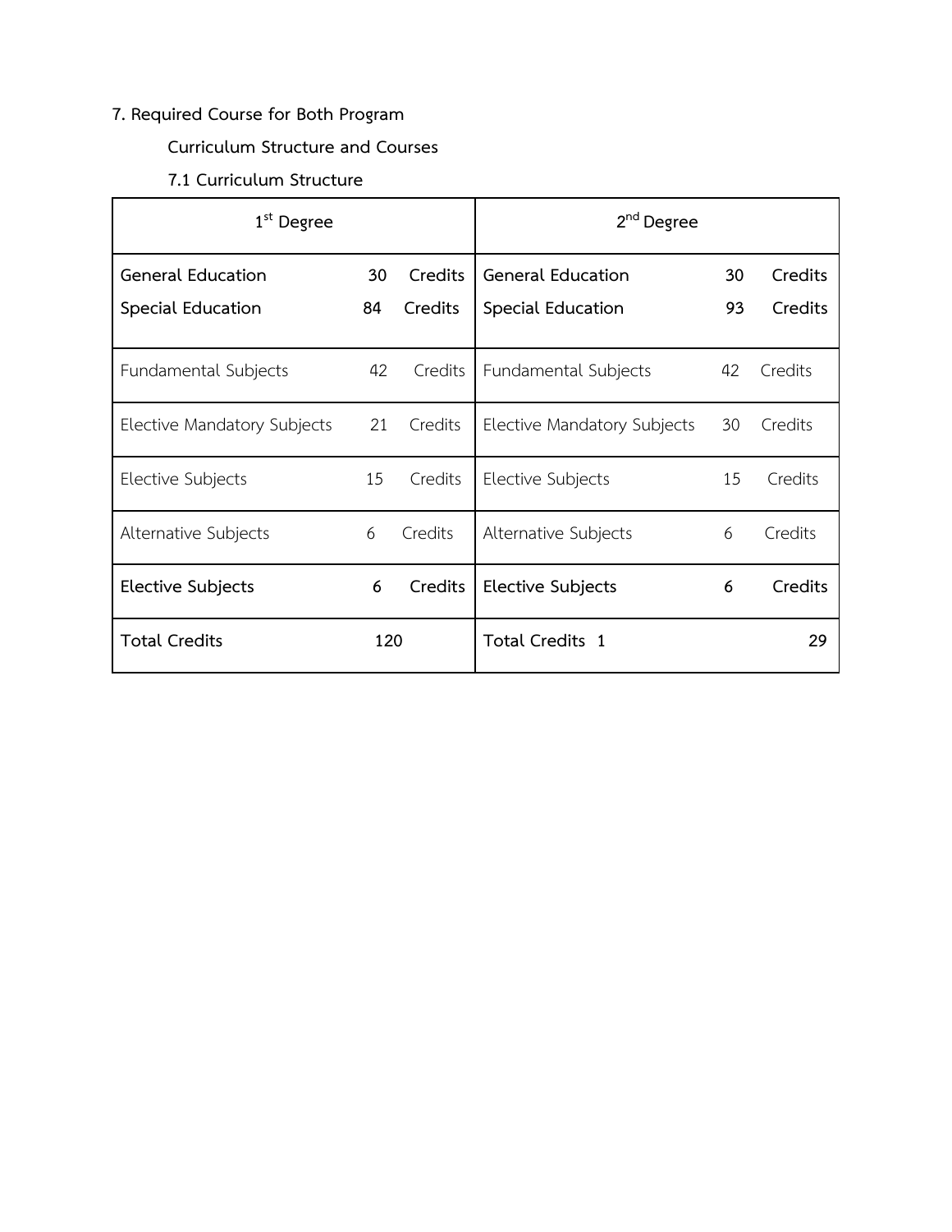7. **Required Course for Both Program**

**Curriculum Structure and Courses**

**7.1 Curriculum Structure**

| 1st Degree | | | 2nd Degree | | |
|---|---|---|---|---|---|
| **General Education** | **30** | **Credits** | **General Education** | **30** | **Credits** |
| **Special Education** | **84** | **Credits** | **Special Education** | **93** | **Credits** |
| Fundamental Subjects | 42 | Credits | Fundamental Subjects | 42 | Credits |
| Elective Mandatory Subjects | 21 | Credits | Elective Mandatory Subjects | 30 | Credits |
| Elective Subjects | 15 | Credits | Elective Subjects | 15 | Credits |
| Alternative Subjects | 6 | Credits | Alternative Subjects | 6 | Credits |
| **Elective Subjects** | **6** | **Credits** | **Elective Subjects** | **6** | **Credits** |
| **Total Credits** | **120** | | **Total Credits 1** | | **29** |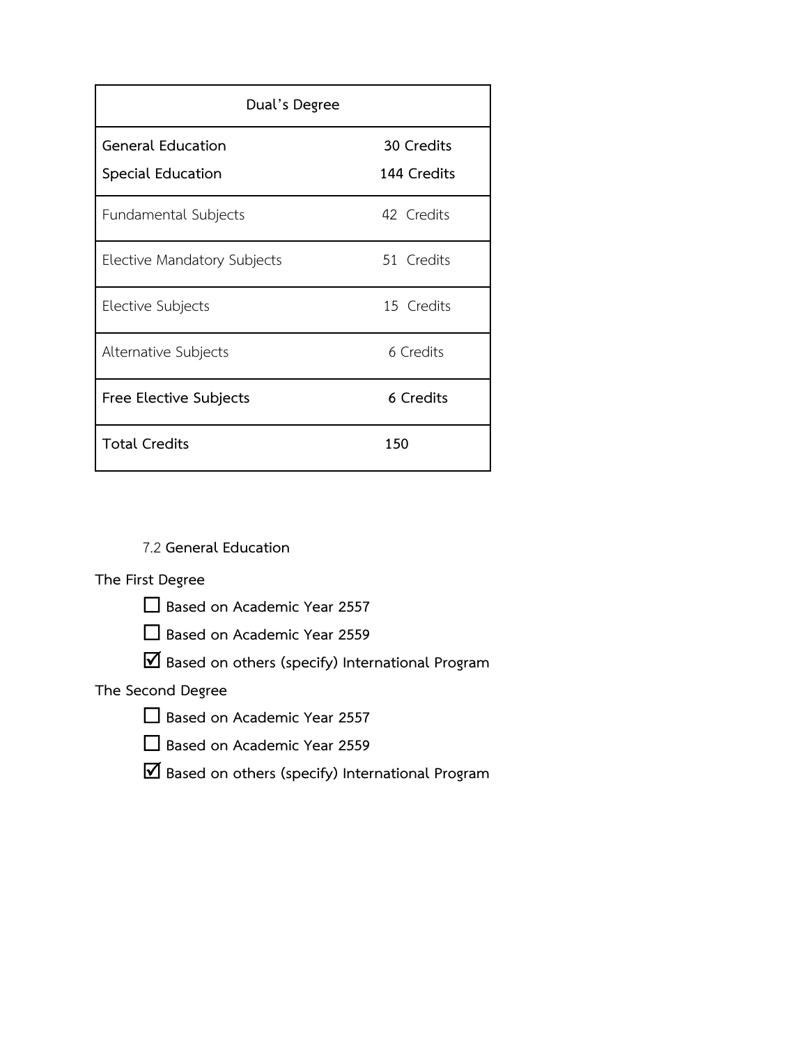| Dual's Degree | |
|---|---|
| **General Education** | **30 Credits** |
| **Special Education** | **144 Credits** |
| Fundamental Subjects | 42 Credits |
| Elective Mandatory Subjects | 51 Credits |
| Elective Subjects | 15 Credits |
| Alternative Subjects | 6 Credits |
| **Free Elective Subjects** | **6 Credits** |
| **Total Credits** | **150** |

7.2 **General Education**

The First Degree

☐ **Based on Academic Year 2557**

☐ **Based on Academic Year 2559**

☑ **Based on others (specify) International Program**

The Second Degree

☐ **Based on Academic Year 2557**

☐ **Based on Academic Year 2559**

☑ **Based on others (specify) International Program**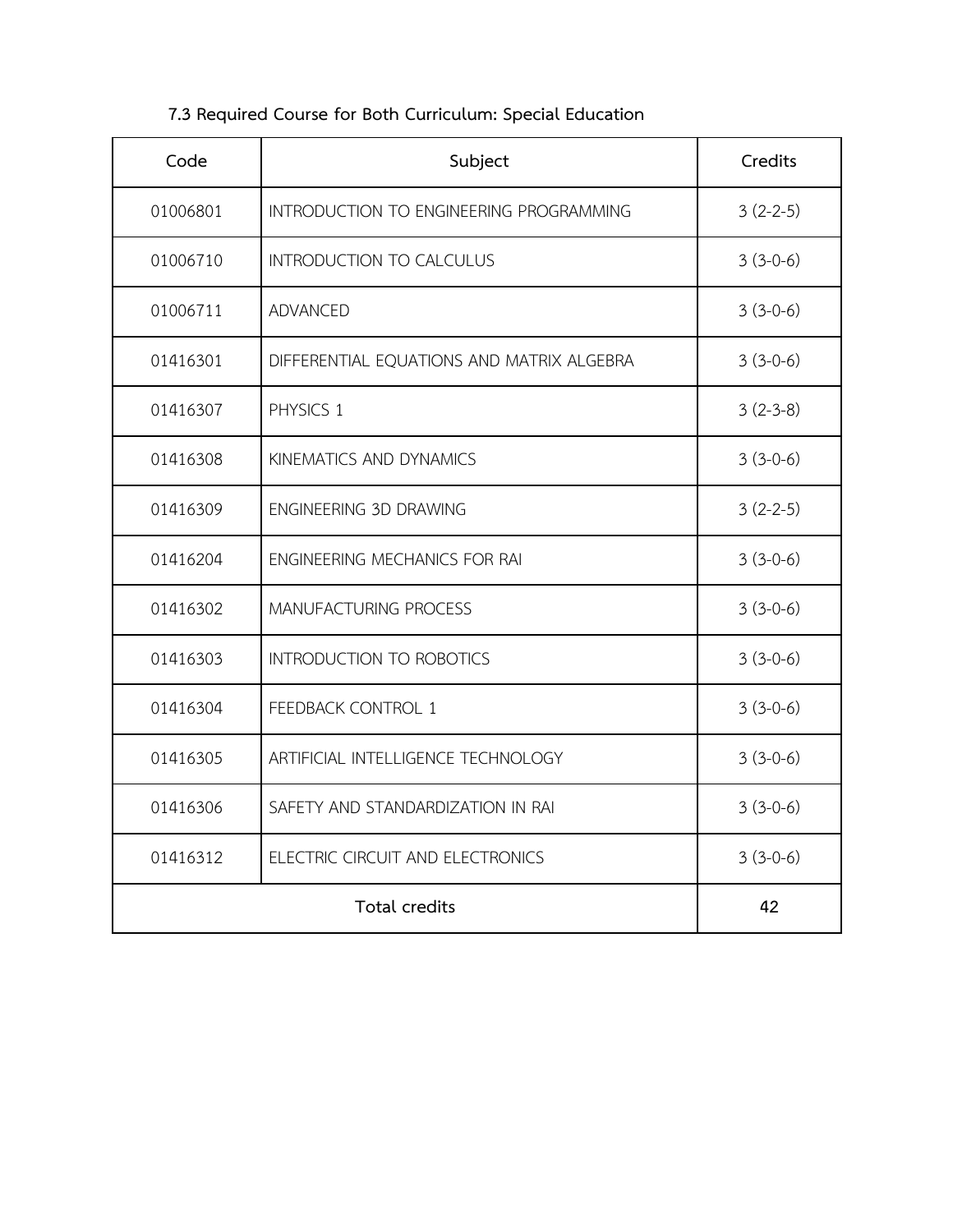### 7.3 Required Course for Both Curriculum: Special Education

| Code | Subject | Credits |
|---|---|---|
| 01006801 | INTRODUCTION TO ENGINEERING PROGRAMMING | 3 (2-2-5) |
| 01006710 | INTRODUCTION TO CALCULUS | 3 (3-0-6) |
| 01006711 | ADVANCED | 3 (3-0-6) |
| 01416301 | DIFFERENTIAL EQUATIONS AND MATRIX ALGEBRA | 3 (3-0-6) |
| 01416307 | PHYSICS 1 | 3 (2-3-8) |
| 01416308 | KINEMATICS AND DYNAMICS | 3 (3-0-6) |
| 01416309 | ENGINEERING 3D DRAWING | 3 (2-2-5) |
| 01416204 | ENGINEERING MECHANICS FOR RAI | 3 (3-0-6) |
| 01416302 | MANUFACTURING PROCESS | 3 (3-0-6) |
| 01416303 | INTRODUCTION TO ROBOTICS | 3 (3-0-6) |
| 01416304 | FEEDBACK CONTROL 1 | 3 (3-0-6) |
| 01416305 | ARTIFICIAL INTELLIGENCE TECHNOLOGY | 3 (3-0-6) |
| 01416306 | SAFETY AND STANDARDIZATION IN RAI | 3 (3-0-6) |
| 01416312 | ELECTRIC CIRCUIT AND ELECTRONICS | 3 (3-0-6) |
| **Total credits** | | **42** |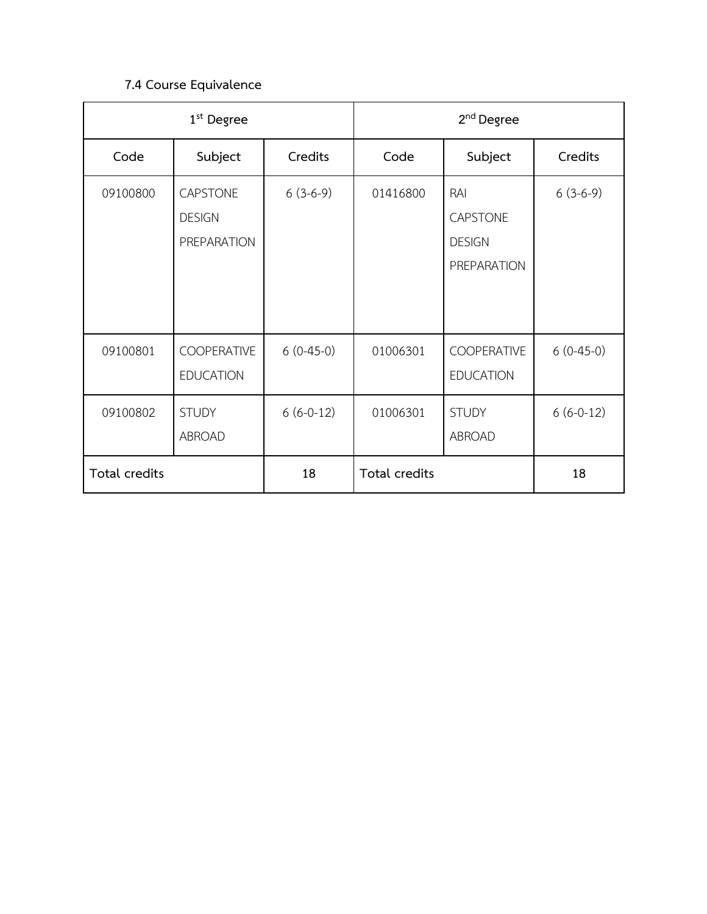### 7.4 Course Equivalence

| 1st Degree | | | 2nd Degree | | |
|---|---|---|---|---|---|
| Code | Subject | Credits | Code | Subject | Credits |
| 09100800 | CAPSTONE DESIGN PREPARATION | 6 (3-6-9) | 01416800 | RAI CAPSTONE DESIGN PREPARATION | 6 (3-6-9) |
| 09100801 | COOPERATIVE EDUCATION | 6 (0-45-0) | 01006301 | COOPERATIVE EDUCATION | 6 (0-45-0) |
| 09100802 | STUDY ABROAD | 6 (6-0-12) | 01006301 | STUDY ABROAD | 6 (6-0-12) |
| Total credits | | 18 | Total credits | | 18 |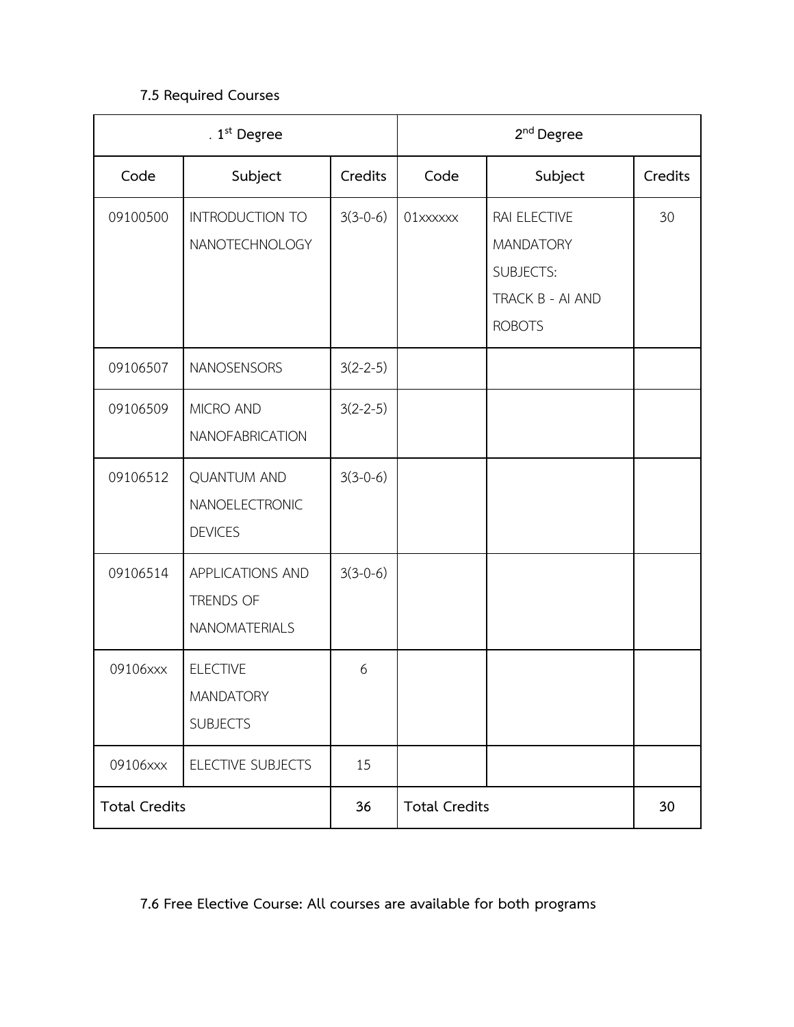### 7.5 Required Courses

| . 1st Degree | | | 2nd Degree | | |
|---|---|---|---|---|---|
| Code | Subject | Credits | Code | Subject | Credits |
| 09100500 | INTRODUCTION TO NANOTECHNOLOGY | 3(3-0-6) | 01xxxxxx | RAI ELECTIVE MANDATORY SUBJECTS: TRACK B - AI AND ROBOTS | 30 |
| 09106507 | NANOSENSORS | 3(2-2-5) | | | |
| 09106509 | MICRO AND NANOFABRICATION | 3(2-2-5) | | | |
| 09106512 | QUANTUM AND NANOELECTRONIC DEVICES | 3(3-0-6) | | | |
| 09106514 | APPLICATIONS AND TRENDS OF NANOMATERIALS | 3(3-0-6) | | | |
| 09106xxx | ELECTIVE MANDATORY SUBJECTS | 6 | | | |
| 09106xxx | ELECTIVE SUBJECTS | 15 | | | |
| **Total Credits** | | **36** | **Total Credits** | | **30** |

### 7.6 Free Elective Course: All courses are available for both programs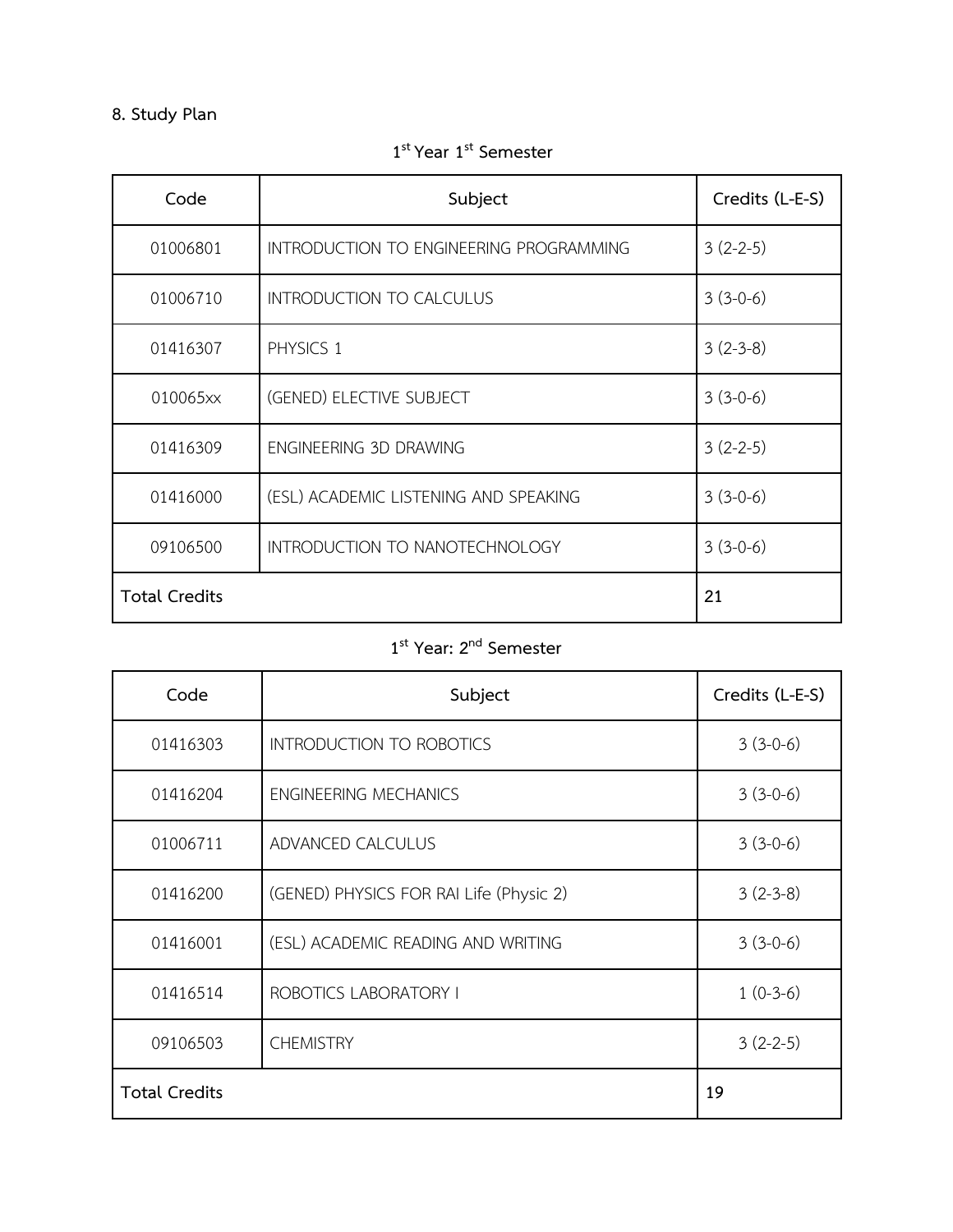## 8. Study Plan

### 1st Year 1st Semester

| Code | Subject | Credits (L-E-S) |
|---|---|---|
| 01006801 | INTRODUCTION TO ENGINEERING PROGRAMMING | 3 (2-2-5) |
| 01006710 | INTRODUCTION TO CALCULUS | 3 (3-0-6) |
| 01416307 | PHYSICS 1 | 3 (2-3-8) |
| 010065xx | (GENED) ELECTIVE SUBJECT | 3 (3-0-6) |
| 01416309 | ENGINEERING 3D DRAWING | 3 (2-2-5) |
| 01416000 | (ESL) ACADEMIC LISTENING AND SPEAKING | 3 (3-0-6) |
| 09106500 | INTRODUCTION TO NANOTECHNOLOGY | 3 (3-0-6) |
| **Total Credits** | | **21** |

### 1st Year: 2nd Semester

| Code | Subject | Credits (L-E-S) |
|---|---|---|
| 01416303 | INTRODUCTION TO ROBOTICS | 3 (3-0-6) |
| 01416204 | ENGINEERING MECHANICS | 3 (3-0-6) |
| 01006711 | ADVANCED CALCULUS | 3 (3-0-6) |
| 01416200 | (GENED) PHYSICS FOR RAI Life (Physic 2) | 3 (2-3-8) |
| 01416001 | (ESL) ACADEMIC READING AND WRITING | 3 (3-0-6) |
| 01416514 | ROBOTICS LABORATORY I | 1 (0-3-6) |
| 09106503 | CHEMISTRY | 3 (2-2-5) |
| **Total Credits** | | **19** |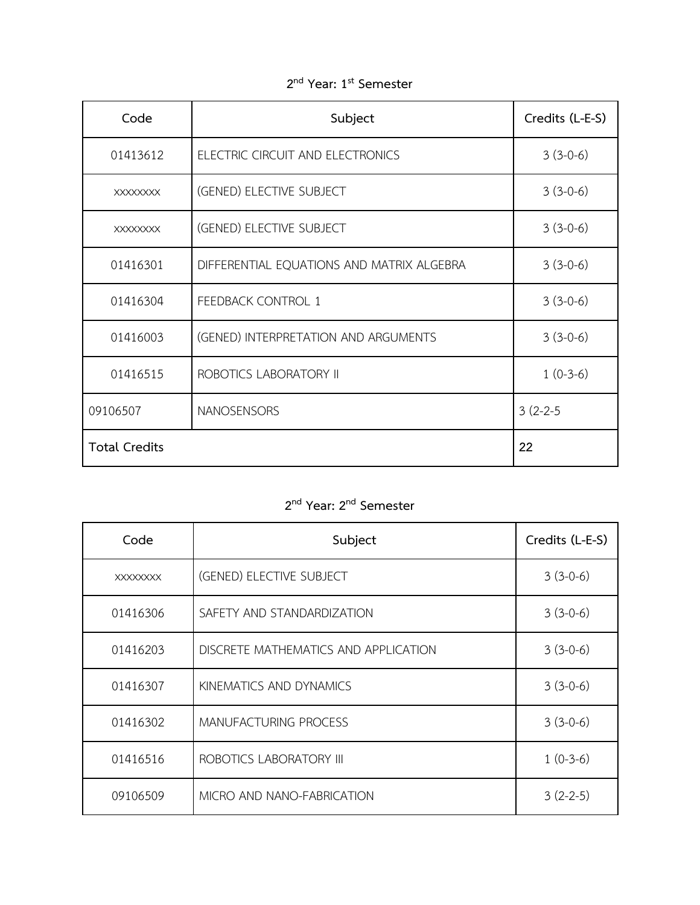2nd Year: 1st Semester

| Code | Subject | Credits (L-E-S) |
|---|---|---|
| 01413612 | ELECTRIC CIRCUIT AND ELECTRONICS | 3 (3-0-6) |
| xxxxxxxx | (GENED) ELECTIVE SUBJECT | 3 (3-0-6) |
| xxxxxxxx | (GENED) ELECTIVE SUBJECT | 3 (3-0-6) |
| 01416301 | DIFFERENTIAL EQUATIONS AND MATRIX ALGEBRA | 3 (3-0-6) |
| 01416304 | FEEDBACK CONTROL 1 | 3 (3-0-6) |
| 01416003 | (GENED) INTERPRETATION AND ARGUMENTS | 3 (3-0-6) |
| 01416515 | ROBOTICS LABORATORY II | 1 (0-3-6) |
| 09106507 | NANOSENSORS | 3 (2-2-5 |
| **Total Credits** | | **22** |

2nd Year: 2nd Semester

| Code | Subject | Credits (L-E-S) |
|---|---|---|
| xxxxxxxx | (GENED) ELECTIVE SUBJECT | 3 (3-0-6) |
| 01416306 | SAFETY AND STANDARDIZATION | 3 (3-0-6) |
| 01416203 | DISCRETE MATHEMATICS AND APPLICATION | 3 (3-0-6) |
| 01416307 | KINEMATICS AND DYNAMICS | 3 (3-0-6) |
| 01416302 | MANUFACTURING PROCESS | 3 (3-0-6) |
| 01416516 | ROBOTICS LABORATORY III | 1 (0-3-6) |
| 09106509 | MICRO AND NANO-FABRICATION | 3 (2-2-5) |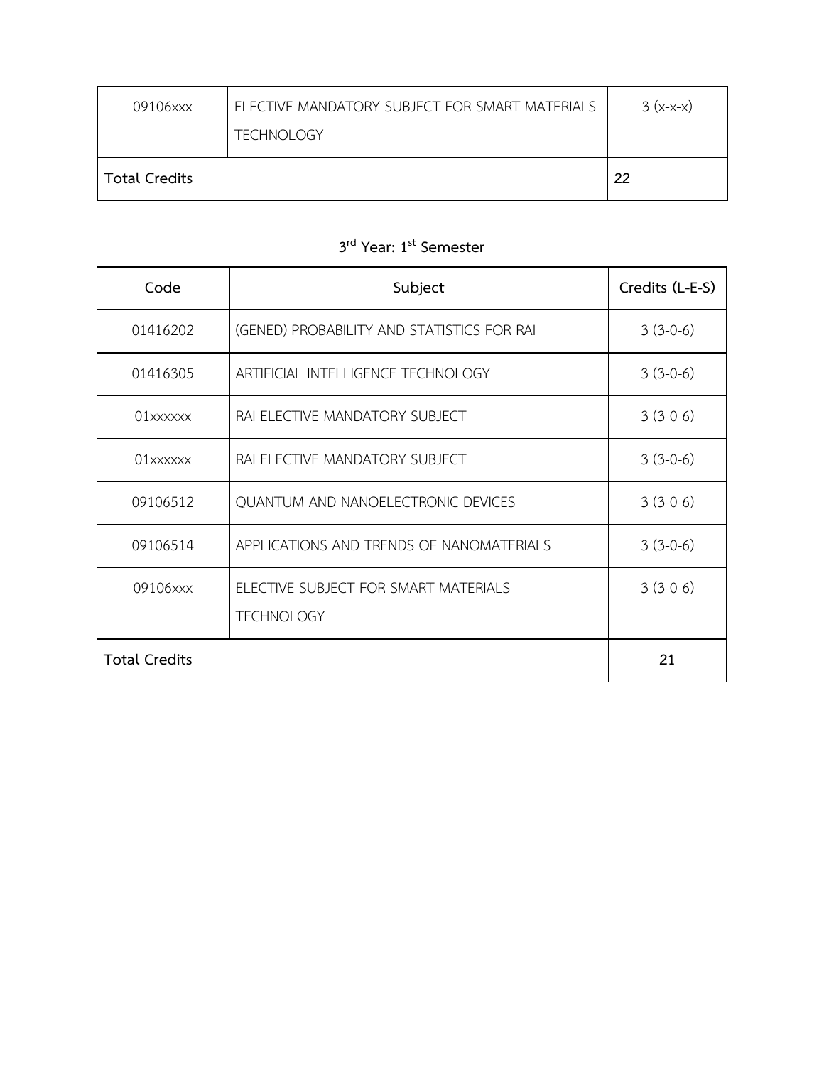| | | |
|---|---|---|
| 09106xxx | ELECTIVE MANDATORY SUBJECT FOR SMART MATERIALS TECHNOLOGY | 3 (x-x-x) |
| **Total Credits** | | **22** |

### 3rd Year: 1st Semester

| Code | Subject | Credits (L-E-S) |
|---|---|---|
| 01416202 | (GENED) PROBABILITY AND STATISTICS FOR RAI | 3 (3-0-6) |
| 01416305 | ARTIFICIAL INTELLIGENCE TECHNOLOGY | 3 (3-0-6) |
| 01xxxxxx | RAI ELECTIVE MANDATORY SUBJECT | 3 (3-0-6) |
| 01xxxxxx | RAI ELECTIVE MANDATORY SUBJECT | 3 (3-0-6) |
| 09106512 | QUANTUM AND NANOELECTRONIC DEVICES | 3 (3-0-6) |
| 09106514 | APPLICATIONS AND TRENDS OF NANOMATERIALS | 3 (3-0-6) |
| 09106xxx | ELECTIVE SUBJECT FOR SMART MATERIALS TECHNOLOGY | 3 (3-0-6) |
| **Total Credits** | | **21** |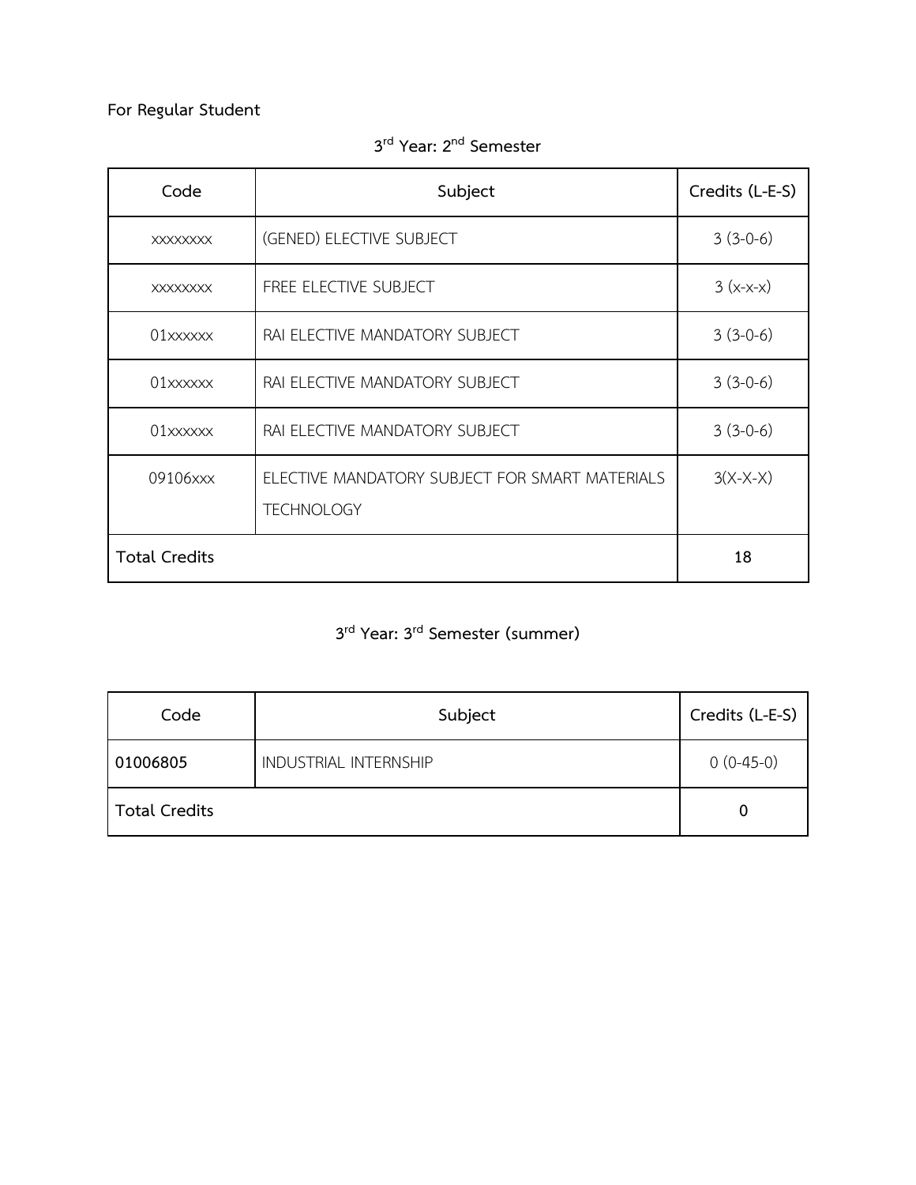**For Regular Student**

### 3rd Year: 2nd Semester

| Code | Subject | Credits (L-E-S) |
|---|---|---|
| xxxxxxxx | (GENED) ELECTIVE SUBJECT | 3 (3-0-6) |
| xxxxxxxx | FREE ELECTIVE SUBJECT | 3 (x-x-x) |
| 01xxxxxx | RAI ELECTIVE MANDATORY SUBJECT | 3 (3-0-6) |
| 01xxxxxx | RAI ELECTIVE MANDATORY SUBJECT | 3 (3-0-6) |
| 01xxxxxx | RAI ELECTIVE MANDATORY SUBJECT | 3 (3-0-6) |
| 09106xxx | ELECTIVE MANDATORY SUBJECT FOR SMART MATERIALS TECHNOLOGY | 3(X-X-X) |
| **Total Credits** | | **18** |

### 3rd Year: 3rd Semester (summer)

| Code | Subject | Credits (L-E-S) |
|---|---|---|
| **01006805** | INDUSTRIAL INTERNSHIP | 0 (0-45-0) |
| **Total Credits** | | **0** |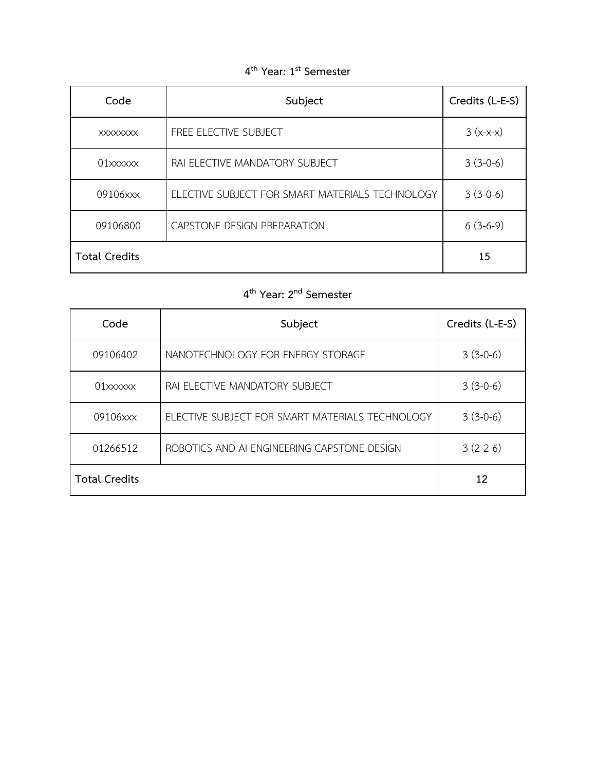### $4^{th}$ Year: $1^{st}$ Semester

| Code | Subject | Credits (L-E-S) |
| --- | --- | --- |
| xxxxxxxx | FREE ELECTIVE SUBJECT | 3 (x-x-x) |
| 01xxxxxx | RAI ELECTIVE MANDATORY SUBJECT | 3 (3-0-6) |
| 09106xxx | ELECTIVE SUBJECT FOR SMART MATERIALS TECHNOLOGY | 3 (3-0-6) |
| 09106800 | CAPSTONE DESIGN PREPARATION | 6 (3-6-9) |
| **Total Credits** | | **15** |

### $4^{th}$ Year: $2^{nd}$ Semester

| Code | Subject | Credits (L-E-S) |
| --- | --- | --- |
| 09106402 | NANOTECHNOLOGY FOR ENERGY STORAGE | 3 (3-0-6) |
| 01xxxxxx | RAI ELECTIVE MANDATORY SUBJECT | 3 (3-0-6) |
| 09106xxx | ELECTIVE SUBJECT FOR SMART MATERIALS TECHNOLOGY | 3 (3-0-6) |
| 01266512 | ROBOTICS AND AI ENGINEERING CAPSTONE DESIGN | 3 (2-2-6) |
| **Total Credits** | | **12** |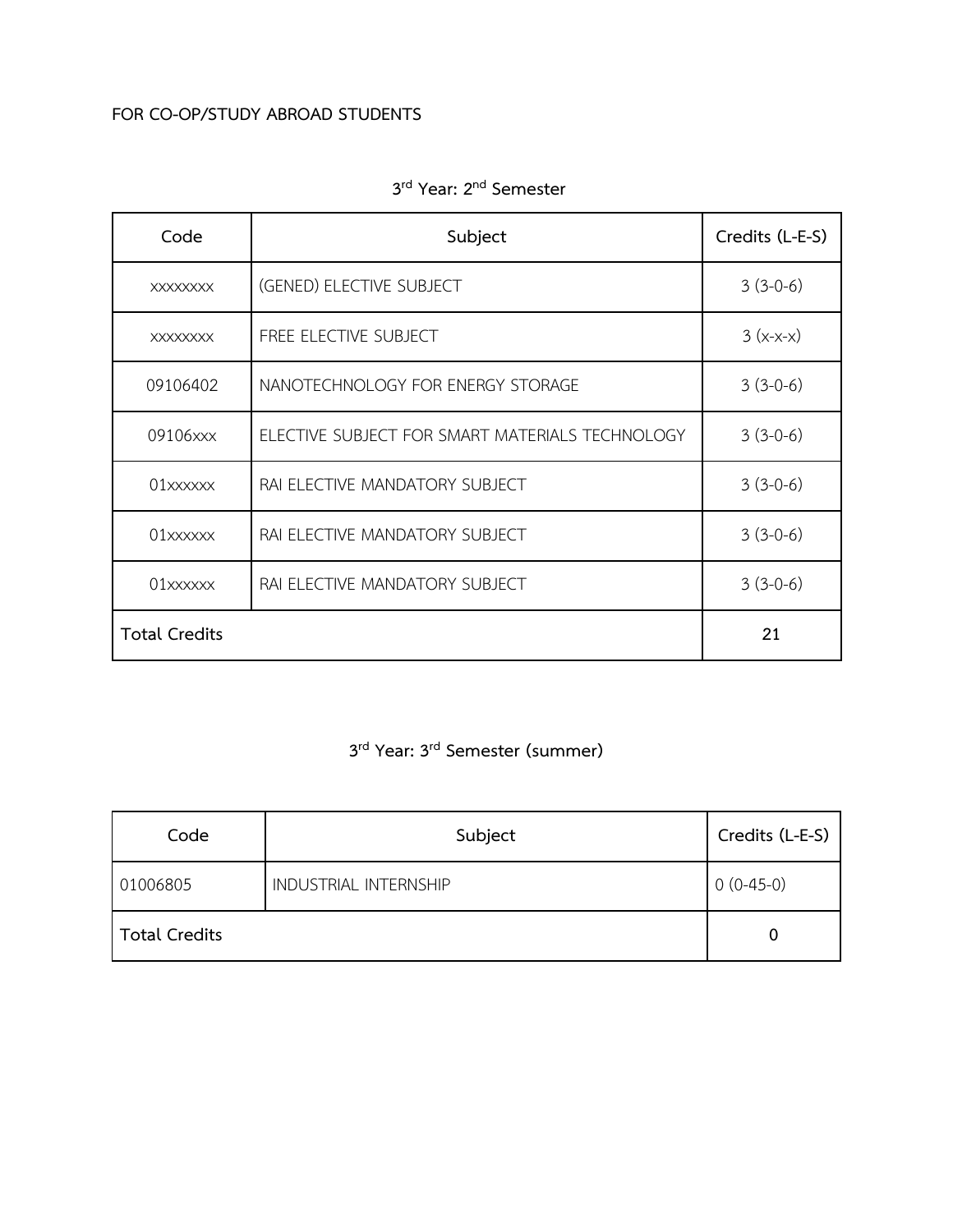**FOR CO-OP/STUDY ABROAD STUDENTS**

## 3rd Year: 2nd Semester

| Code | Subject | Credits (L-E-S) |
|---|---|---|
| xxxxxxxx | (GENED) ELECTIVE SUBJECT | 3 (3-0-6) |
| xxxxxxxx | FREE ELECTIVE SUBJECT | 3 (x-x-x) |
| 09106402 | NANOTECHNOLOGY FOR ENERGY STORAGE | 3 (3-0-6) |
| 09106xxx | ELECTIVE SUBJECT FOR SMART MATERIALS TECHNOLOGY | 3 (3-0-6) |
| 01xxxxxx | RAI ELECTIVE MANDATORY SUBJECT | 3 (3-0-6) |
| 01xxxxxx | RAI ELECTIVE MANDATORY SUBJECT | 3 (3-0-6) |
| 01xxxxxx | RAI ELECTIVE MANDATORY SUBJECT | 3 (3-0-6) |
| **Total Credits** | | **21** |

## 3rd Year: 3rd Semester (summer)

| Code | Subject | Credits (L-E-S) |
|---|---|---|
| 01006805 | INDUSTRIAL INTERNSHIP | 0 (0-45-0) |
| **Total Credits** | | **0** |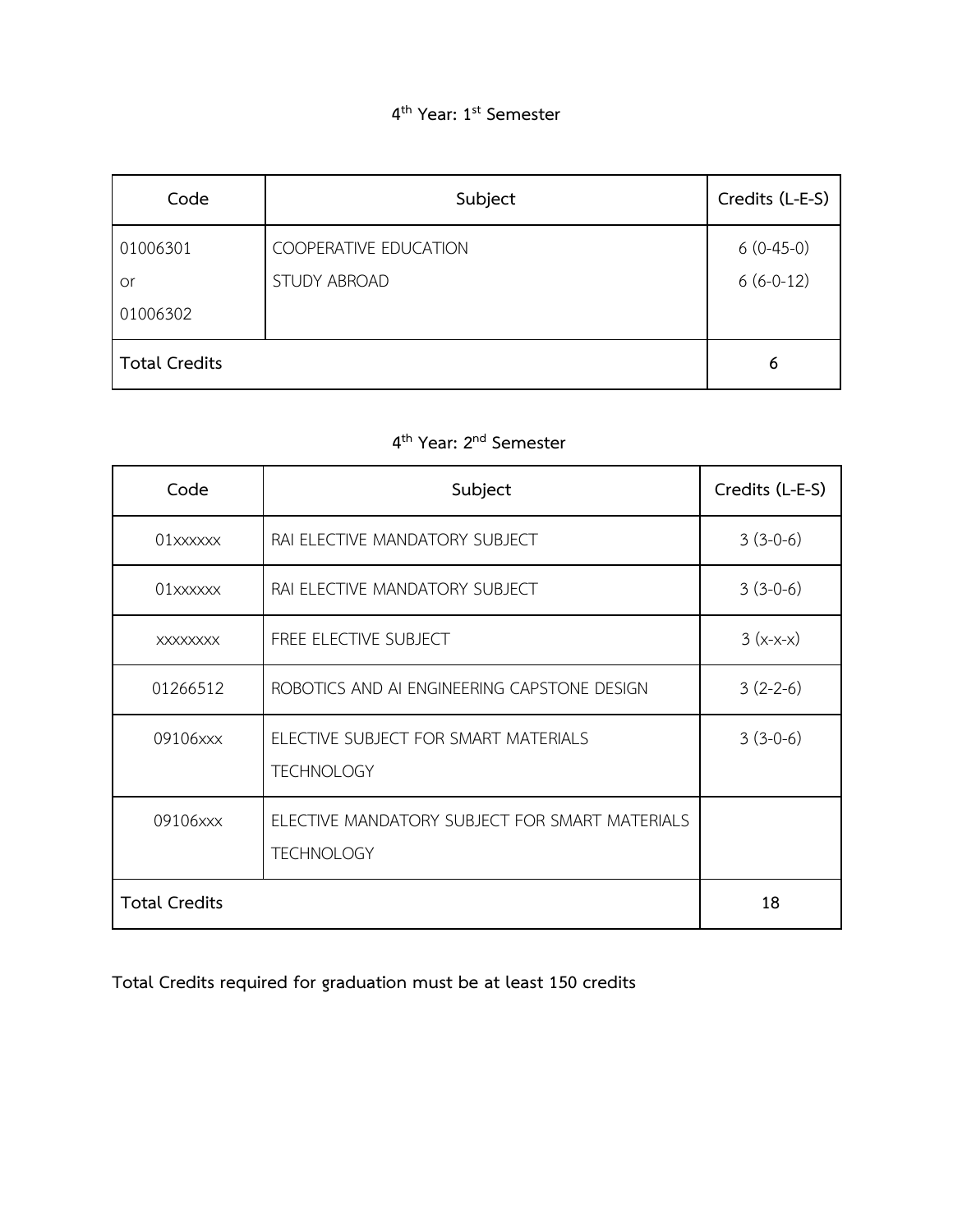### 4th Year: 1st Semester

| Code | Subject | Credits (L-E-S) |
|---|---|---|
| 01006301<br>or<br>01006302 | COOPERATIVE EDUCATION<br>STUDY ABROAD | 6 (0-45-0)<br>6 (6-0-12) |
| **Total Credits** | | **6** |

### 4th Year: 2nd Semester

| Code | Subject | Credits (L-E-S) |
|---|---|---|
| 01xxxxxx | RAI ELECTIVE MANDATORY SUBJECT | 3 (3-0-6) |
| 01xxxxxx | RAI ELECTIVE MANDATORY SUBJECT | 3 (3-0-6) |
| xxxxxxxx | FREE ELECTIVE SUBJECT | 3 (x-x-x) |
| 01266512 | ROBOTICS AND AI ENGINEERING CAPSTONE DESIGN | 3 (2-2-6) |
| 09106xxx | ELECTIVE SUBJECT FOR SMART MATERIALS TECHNOLOGY | 3 (3-0-6) |
| 09106xxx | ELECTIVE MANDATORY SUBJECT FOR SMART MATERIALS TECHNOLOGY | |
| **Total Credits** | | **18** |

**Total Credits required for graduation must be at least 150 credits**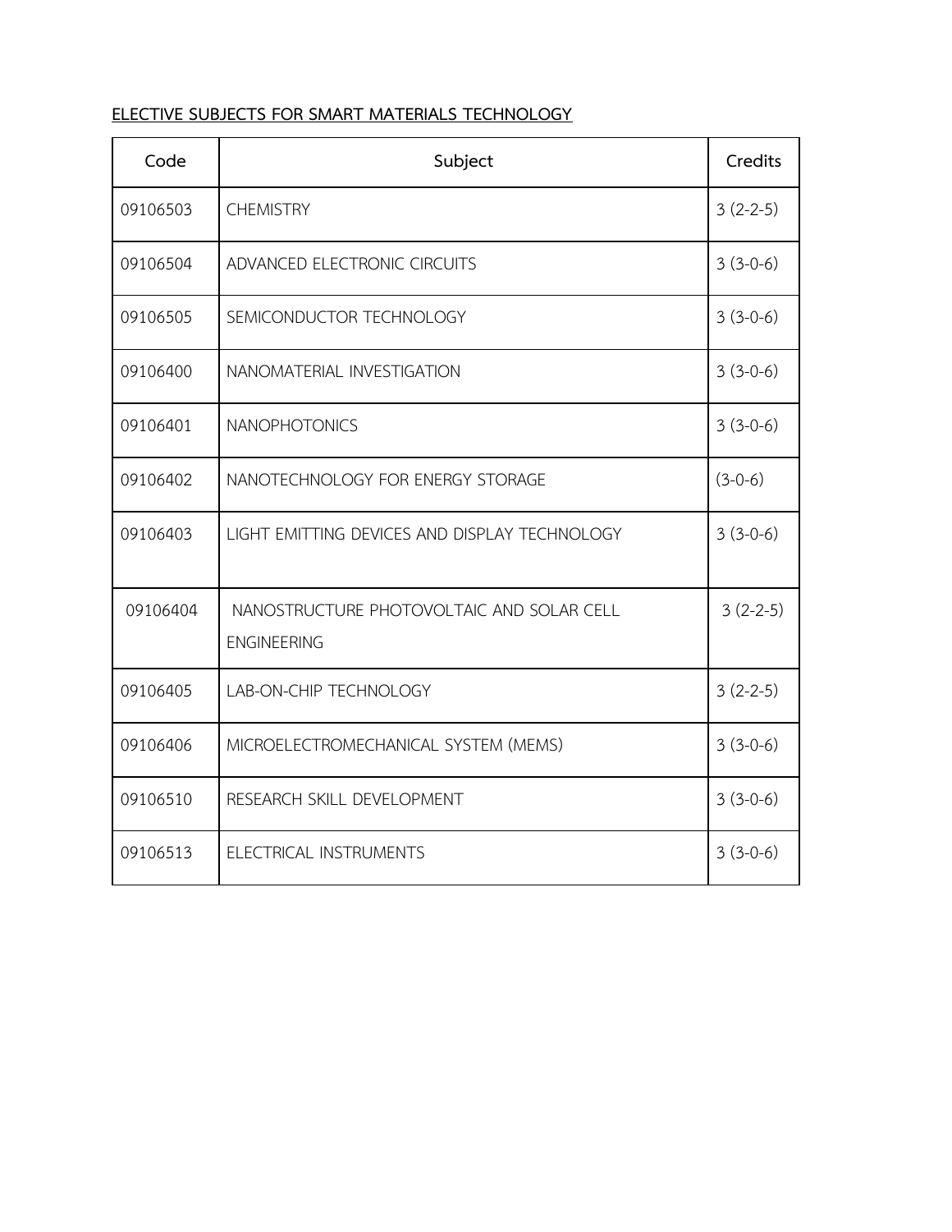**ELECTIVE SUBJECTS FOR SMART MATERIALS TECHNOLOGY**

| Code | Subject | Credits |
|---|---|---|
| 09106503 | CHEMISTRY | 3 (2-2-5) |
| 09106504 | ADVANCED ELECTRONIC CIRCUITS | 3 (3-0-6) |
| 09106505 | SEMICONDUCTOR TECHNOLOGY | 3 (3-0-6) |
| 09106400 | NANOMATERIAL INVESTIGATION | 3 (3-0-6) |
| 09106401 | NANOPHOTONICS | 3 (3-0-6) |
| 09106402 | NANOTECHNOLOGY FOR ENERGY STORAGE | (3-0-6) |
| 09106403 | LIGHT EMITTING DEVICES AND DISPLAY TECHNOLOGY | 3 (3-0-6) |
| 09106404 | NANOSTRUCTURE PHOTOVOLTAIC AND SOLAR CELL ENGINEERING | 3 (2-2-5) |
| 09106405 | LAB-ON-CHIP TECHNOLOGY | 3 (2-2-5) |
| 09106406 | MICROELECTROMECHANICAL SYSTEM (MEMS) | 3 (3-0-6) |
| 09106510 | RESEARCH SKILL DEVELOPMENT | 3 (3-0-6) |
| 09106513 | ELECTRICAL INSTRUMENTS | 3 (3-0-6) |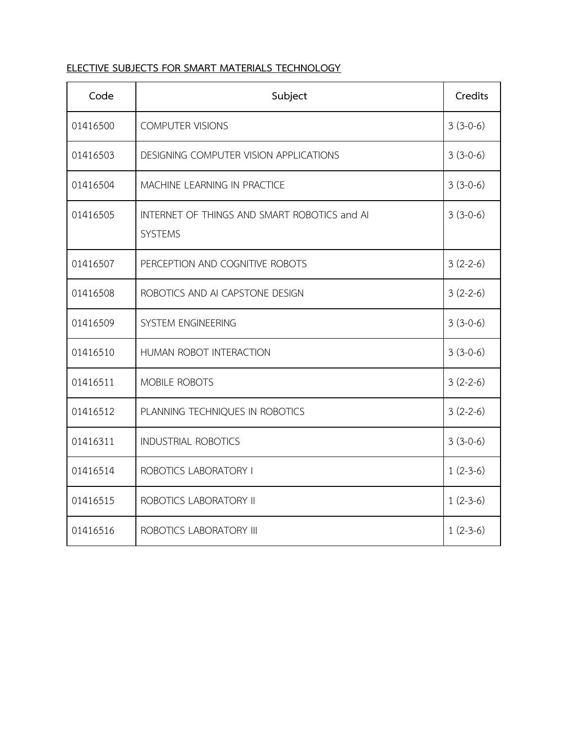ELECTIVE SUBJECTS FOR SMART MATERIALS TECHNOLOGY

| Code | Subject | Credits |
| --- | --- | --- |
| 01416500 | COMPUTER VISIONS | 3 (3-0-6) |
| 01416503 | DESIGNING COMPUTER VISION APPLICATIONS | 3 (3-0-6) |
| 01416504 | MACHINE LEARNING IN PRACTICE | 3 (3-0-6) |
| 01416505 | INTERNET OF THINGS AND SMART ROBOTICS and AI SYSTEMS | 3 (3-0-6) |
| 01416507 | PERCEPTION AND COGNITIVE ROBOTS | 3 (2-2-6) |
| 01416508 | ROBOTICS AND AI CAPSTONE DESIGN | 3 (2-2-6) |
| 01416509 | SYSTEM ENGINEERING | 3 (3-0-6) |
| 01416510 | HUMAN ROBOT INTERACTION | 3 (3-0-6) |
| 01416511 | MOBILE ROBOTS | 3 (2-2-6) |
| 01416512 | PLANNING TECHNIQUES IN ROBOTICS | 3 (2-2-6) |
| 01416311 | INDUSTRIAL ROBOTICS | 3 (3-0-6) |
| 01416514 | ROBOTICS LABORATORY I | 1 (2-3-6) |
| 01416515 | ROBOTICS LABORATORY II | 1 (2-3-6) |
| 01416516 | ROBOTICS LABORATORY III | 1 (2-3-6) |